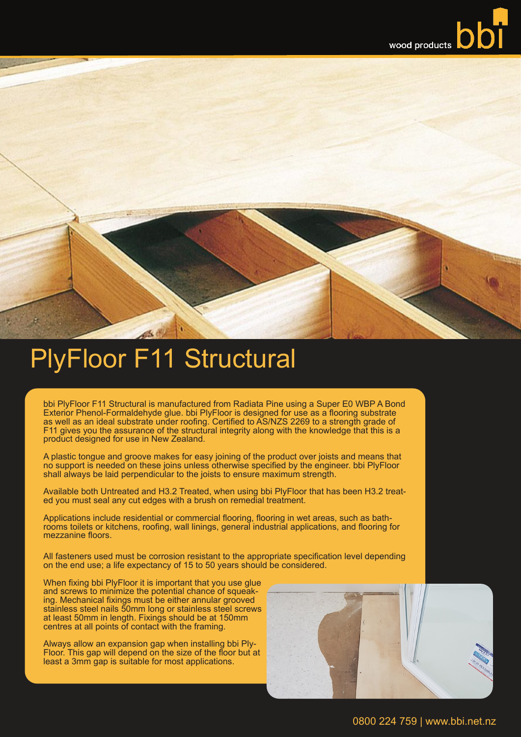wood products bbi

# PlyFloor F11 Structural

bbi PlyFloor F11 Structural is manufactured from Radiata Pine using a Super E0 WBP A Bond Exterior Phenol-Formaldehyde glue. bbi PlyFloor is designed for use as a flooring substrate as well as an ideal substrate under roofing. Certified to AS/NZS 2269 to a strength grade of F11 gives you the assurance of the structural integrity along with the knowledge that this is a product designed for use in New Zealand.

A plastic tongue and groove makes for easy joining of the product over joists and means that no support is needed on these joins unless otherwise specified by the engineer. bbi PlyFloor shall always be laid perpendicular to the joists to ensure maximum strength.

Available both Untreated and H3.2 Treated, when using bbi PlyFloor that has been H3.2 treated you must seal any cut edges with a brush on remedial treatment.

Applications include residential or commercial flooring, flooring in wet areas, such as bathrooms toilets or kitchens, roofing, wall linings, general industrial applications, and flooring for mezzanine floors.

All fasteners used must be corrosion resistant to the appropriate specification level depending on the end use; a life expectancy of 15 to 50 years should be considered.

When fixing bbi PlyFloor it is important that you use glue and screws to minimize the potential chance of squeaking. Mechanical fixings must be either annular grooved stainless steel nails 50mm long or stainless steel screws at least 50mm in length. Fixings should be at 150mm centres at all points of contact with the framing.

Always allow an expansion gap when installing bbi PlyFloor. This gap will depend on the size of the floor but at least a 3mm gap is suitable for most applications.

0800 224 759 | www.bbi.net.nz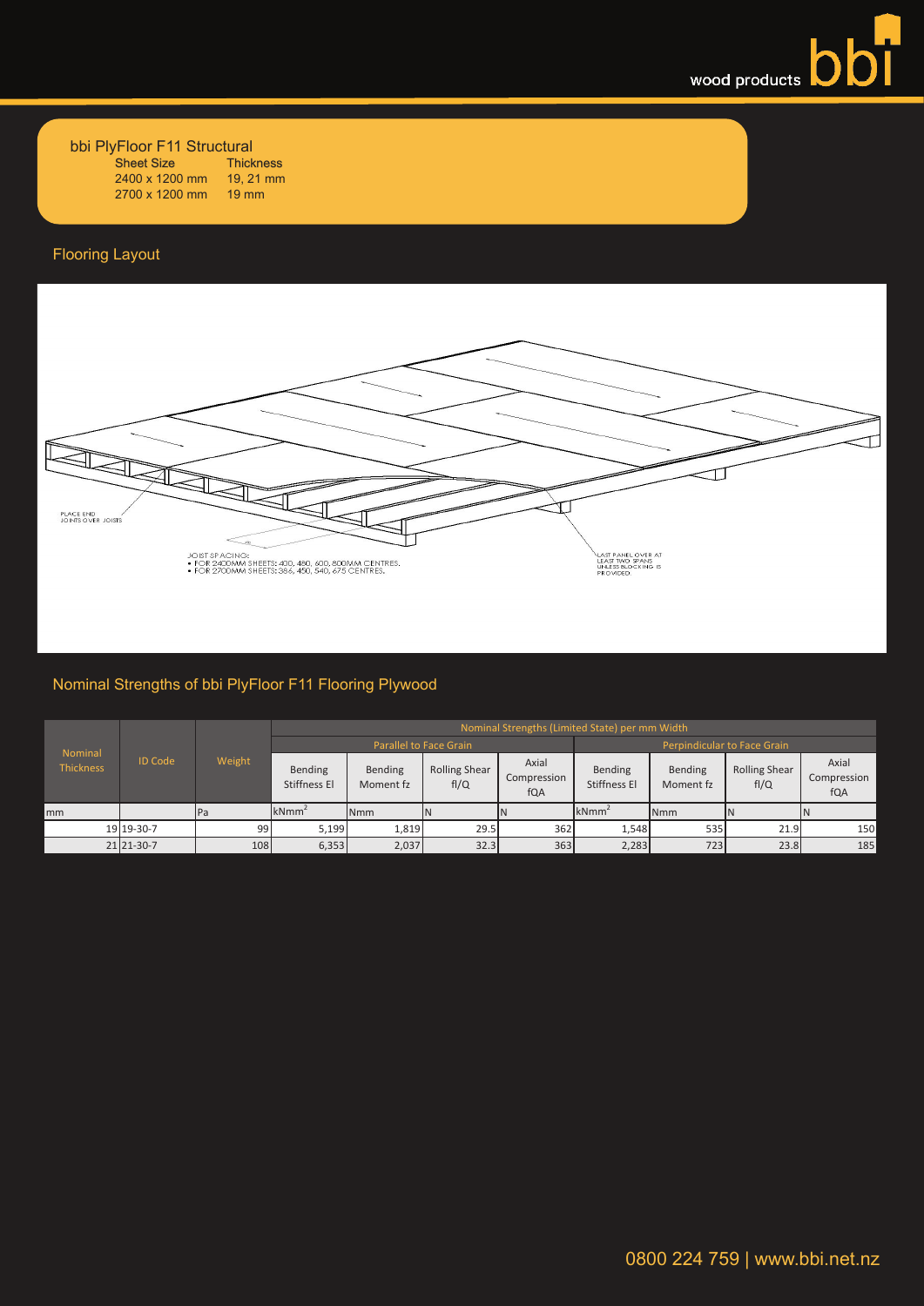bbi PlyFloor F11 Structural

| Sheet Size | Thickness |
|---|---|
| 2400 x 1200 mm | 19, 21 mm |
| 2700 x 1200 mm | 19 mm |

## Flooring Layout

PLACE END JOINTS OVER JOISTS

JOIST SPACING:
- FOR 2400MM SHEETS: 400, 480, 600, 800MM CENTRES.
- FOR 2700MM SHEETS: 386, 450, 540, 675 CENTRES.

LAST PANEL OVER AT LEAST TWO SPANS UNLESS BLOCKING IS PROVIDED.

## Nominal Strengths of bbi PlyFloor F11 Flooring Plywood

| Nominal Thickness | ID Code | Weight | Nominal Strengths (Limited State) per mm Width | | | | | | | |
|---|---|---|---|---|---|---|---|---|---|---|
| | | | Parallel to Face Grain | | | | Perpindicular to Face Grain | | | |
| | | | Bending Stiffness EI | Bending Moment fz | Rolling Shear fI/Q | Axial Compression fQA | Bending Stiffness EI | Bending Moment fz | Rolling Shear fI/Q | Axial Compression fQA |
| mm | | Pa | $kNmm^2$ | Nmm | N | N | $kNmm^2$ | Nmm | N | N |
| 19 | 19-30-7 | 99 | 5,199 | 1,819 | 29.5 | 362 | 1,548 | 535 | 21.9 | 150 |
| 21 | 21-30-7 | 108 | 6,353 | 2,037 | 32.3 | 363 | 2,283 | 723 | 23.8 | 185 |

0800 224 759 | www.bbi.net.nz